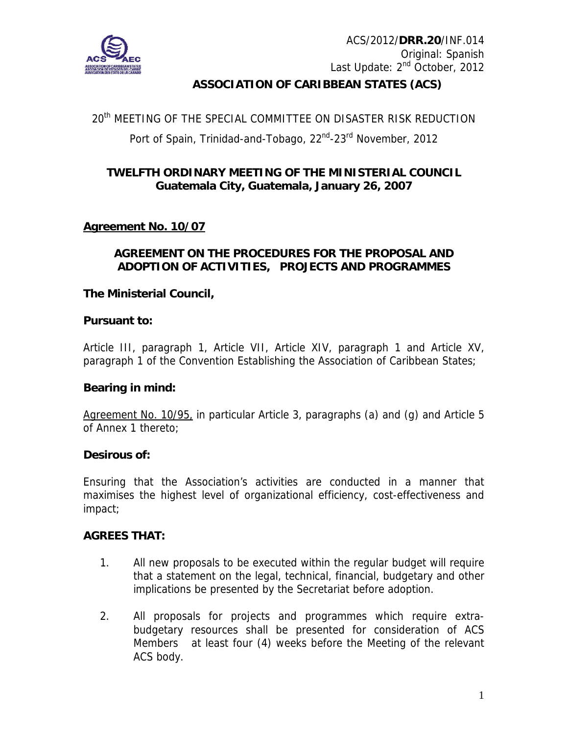ACS/2012/**DRR.20**/INF.014
Original: Spanish
Last Update: 2nd October, 2012

**ASSOCIATION OF CARIBBEAN STATES (ACS)**

20th MEETING OF THE SPECIAL COMMITTEE ON DISASTER RISK REDUCTION

Port of Spain, Trinidad-and-Tobago, 22nd-23rd November, 2012

**TWELFTH ORDINARY MEETING OF THE MINISTERIAL COUNCIL**
**Guatemala City, Guatemala, January 26, 2007**

**Agreement No. 10/07**

## AGREEMENT ON THE PROCEDURES FOR THE PROPOSAL AND ADOPTION OF ACTIVITIES, PROJECTS AND PROGRAMMES

**The Ministerial Council,**

**Pursuant to:**

Article III, paragraph 1, Article VII, Article XIV, paragraph 1 and Article XV, paragraph 1 of the Convention Establishing the Association of Caribbean States;

**Bearing in mind:**

Agreement No. 10/95, in particular Article 3, paragraphs (a) and (g) and Article 5 of Annex 1 thereto;

**Desirous of:**

Ensuring that the Association's activities are conducted in a manner that maximises the highest level of organizational efficiency, cost-effectiveness and impact;

**AGREES THAT:**

1. All new proposals to be executed within the regular budget will require that a statement on the legal, technical, financial, budgetary and other implications be presented by the Secretariat before adoption.

2. All proposals for projects and programmes which require extra-budgetary resources shall be presented for consideration of ACS Members at least four (4) weeks before the Meeting of the relevant ACS body.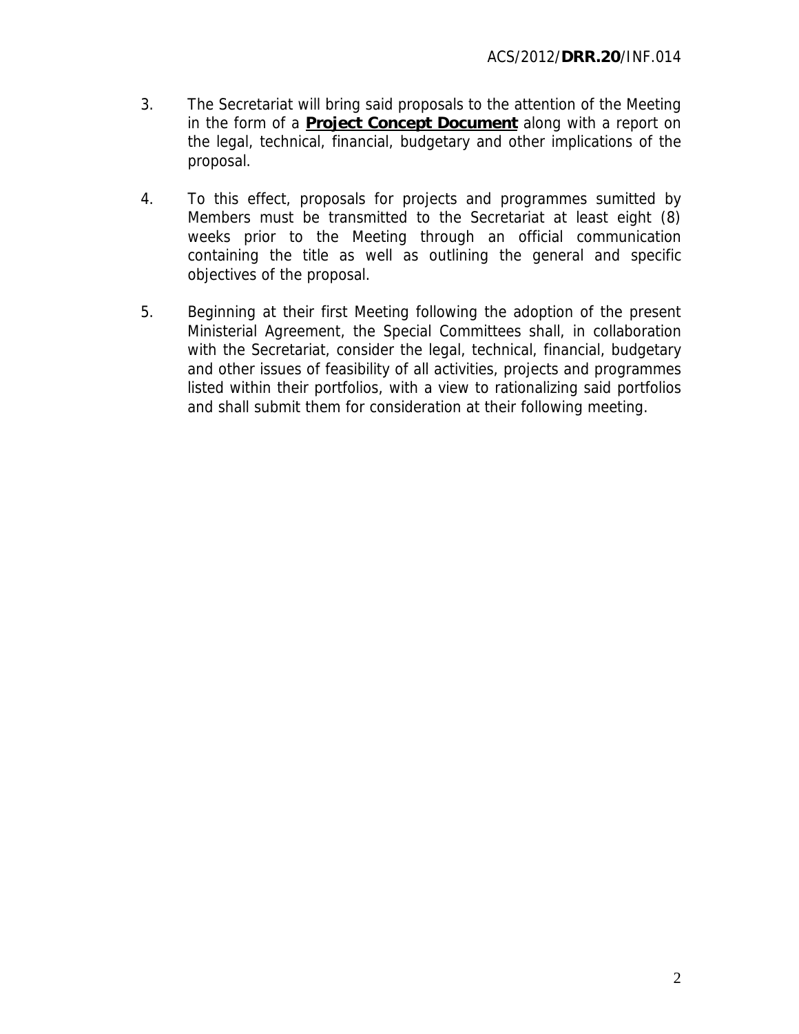3. The Secretariat will bring said proposals to the attention of the Meeting in the form of a **Project Concept Document** along with a report on the legal, technical, financial, budgetary and other implications of the proposal.

4. To this effect, proposals for projects and programmes sumitted by Members must be transmitted to the Secretariat at least eight (8) weeks prior to the Meeting through an official communication containing the title as well as outlining the general and specific objectives of the proposal.

5. Beginning at their first Meeting following the adoption of the present Ministerial Agreement, the Special Committees shall, in collaboration with the Secretariat, consider the legal, technical, financial, budgetary and other issues of feasibility of all activities, projects and programmes listed within their portfolios, with a view to rationalizing said portfolios and shall submit them for consideration at their following meeting.